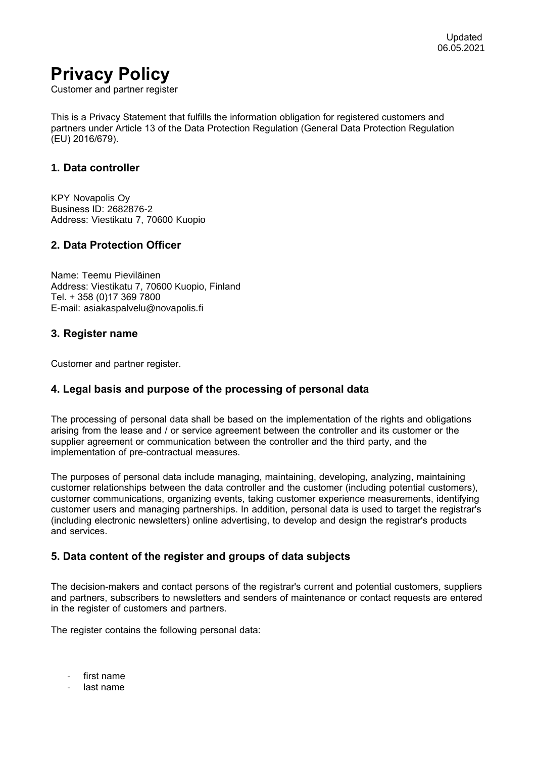Updated 06.05.2021

# Privacy Policy

Customer and partner register

This is a Privacy Statement that fulfills the information obligation for registered customers and partners under Article 13 of the Data Protection Regulation (General Data Protection Regulation (EU) 2016/679).

## 1. Data controller

KPY Novapolis Oy
Business ID: 2682876-2
Address: Viestikatu 7, 70600 Kuopio

## 2. Data Protection Officer

Name: Teemu Pieviläinen
Address: Viestikatu 7, 70600 Kuopio, Finland
Tel. + 358 (0)17 369 7800
E-mail: asiakaspalvelu@novapolis.fi

## 3. Register name

Customer and partner register.

## 4. Legal basis and purpose of the processing of personal data

The processing of personal data shall be based on the implementation of the rights and obligations arising from the lease and / or service agreement between the controller and its customer or the supplier agreement or communication between the controller and the third party, and the implementation of pre-contractual measures.

The purposes of personal data include managing, maintaining, developing, analyzing, maintaining customer relationships between the data controller and the customer (including potential customers), customer communications, organizing events, taking customer experience measurements, identifying customer users and managing partnerships. In addition, personal data is used to target the registrar's (including electronic newsletters) online advertising, to develop and design the registrar's products and services.

## 5. Data content of the register and groups of data subjects

The decision-makers and contact persons of the registrar's current and potential customers, suppliers and partners, subscribers to newsletters and senders of maintenance or contact requests are entered in the register of customers and partners.

The register contains the following personal data:

- first name
- last name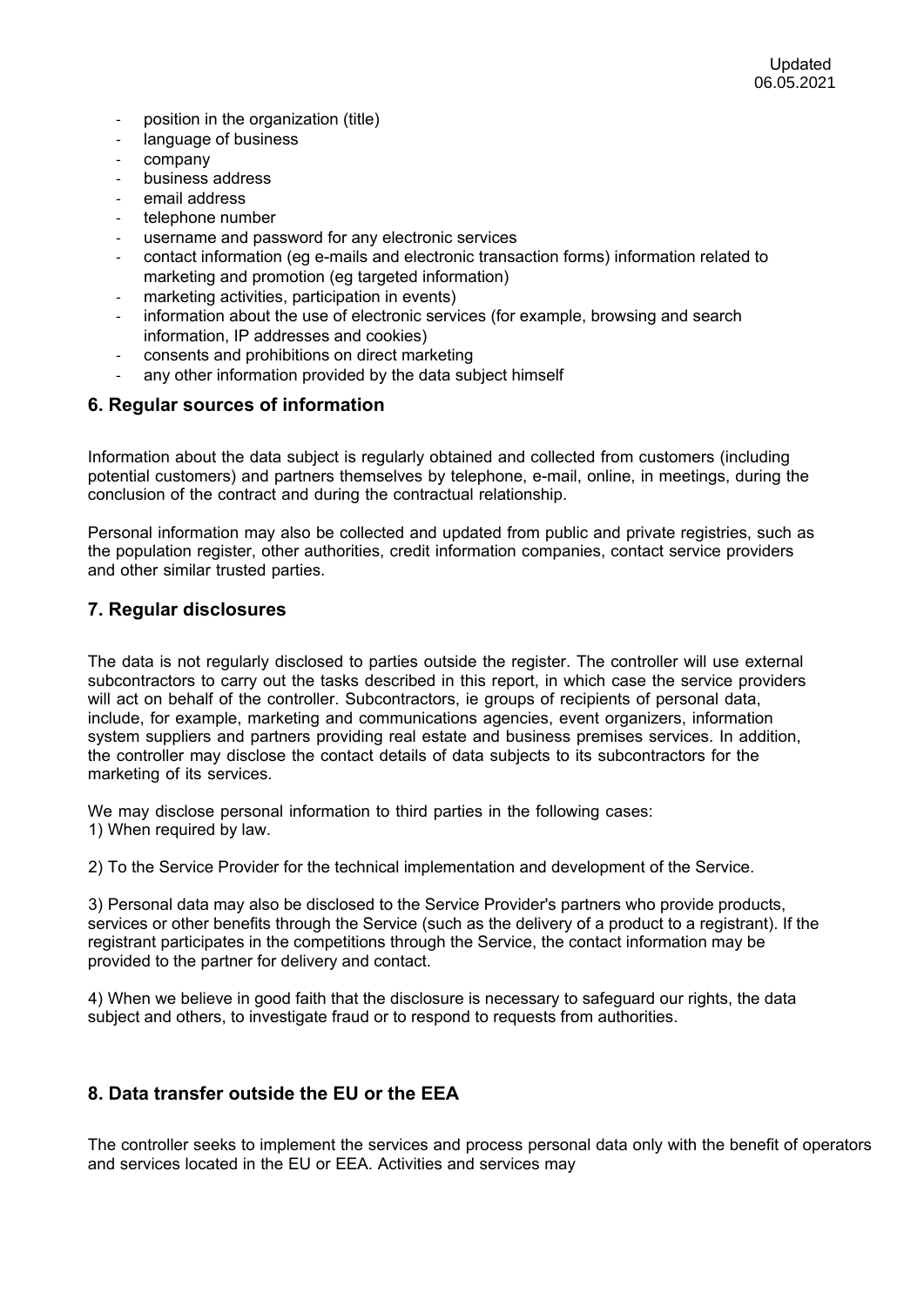Updated 06.05.2021

- position in the organization (title)
- language of business
- company
- business address
- email address
- telephone number
- username and password for any electronic services
- contact information (eg e-mails and electronic transaction forms) information related to marketing and promotion (eg targeted information)
- marketing activities, participation in events)
- information about the use of electronic services (for example, browsing and search information, IP addresses and cookies)
- consents and prohibitions on direct marketing
- any other information provided by the data subject himself

## 6. Regular sources of information

Information about the data subject is regularly obtained and collected from customers (including potential customers) and partners themselves by telephone, e-mail, online, in meetings, during the conclusion of the contract and during the contractual relationship.

Personal information may also be collected and updated from public and private registries, such as the population register, other authorities, credit information companies, contact service providers and other similar trusted parties.

## 7. Regular disclosures

The data is not regularly disclosed to parties outside the register. The controller will use external subcontractors to carry out the tasks described in this report, in which case the service providers will act on behalf of the controller. Subcontractors, ie groups of recipients of personal data, include, for example, marketing and communications agencies, event organizers, information system suppliers and partners providing real estate and business premises services. In addition, the controller may disclose the contact details of data subjects to its subcontractors for the marketing of its services.

We may disclose personal information to third parties in the following cases:
1) When required by law.

2) To the Service Provider for the technical implementation and development of the Service.

3) Personal data may also be disclosed to the Service Provider's partners who provide products, services or other benefits through the Service (such as the delivery of a product to a registrant). If the registrant participates in the competitions through the Service, the contact information may be provided to the partner for delivery and contact.

4) When we believe in good faith that the disclosure is necessary to safeguard our rights, the data subject and others, to investigate fraud or to respond to requests from authorities.

## 8. Data transfer outside the EU or the EEA

The controller seeks to implement the services and process personal data only with the benefit of operators and services located in the EU or EEA. Activities and services may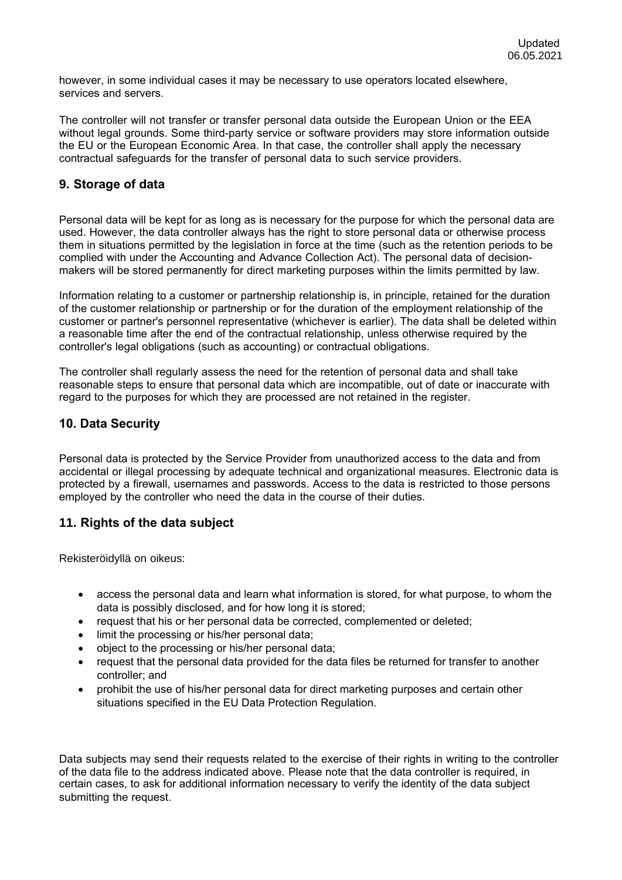however, in some individual cases it may be necessary to use operators located elsewhere, services and servers.

The controller will not transfer or transfer personal data outside the European Union or the EEA without legal grounds. Some third-party service or software providers may store information outside the EU or the European Economic Area. In that case, the controller shall apply the necessary contractual safeguards for the transfer of personal data to such service providers.

## 9. Storage of data

Personal data will be kept for as long as is necessary for the purpose for which the personal data are used. However, the data controller always has the right to store personal data or otherwise process them in situations permitted by the legislation in force at the time (such as the retention periods to be complied with under the Accounting and Advance Collection Act). The personal data of decision-makers will be stored permanently for direct marketing purposes within the limits permitted by law.

Information relating to a customer or partnership relationship is, in principle, retained for the duration of the customer relationship or partnership or for the duration of the employment relationship of the customer or partner's personnel representative (whichever is earlier). The data shall be deleted within a reasonable time after the end of the contractual relationship, unless otherwise required by the controller's legal obligations (such as accounting) or contractual obligations.

The controller shall regularly assess the need for the retention of personal data and shall take reasonable steps to ensure that personal data which are incompatible, out of date or inaccurate with regard to the purposes for which they are processed are not retained in the register.

## 10. Data Security

Personal data is protected by the Service Provider from unauthorized access to the data and from accidental or illegal processing by adequate technical and organizational measures. Electronic data is protected by a firewall, usernames and passwords. Access to the data is restricted to those persons employed by the controller who need the data in the course of their duties.

## 11. Rights of the data subject

Rekisteröidyllä on oikeus:

- access the personal data and learn what information is stored, for what purpose, to whom the data is possibly disclosed, and for how long it is stored;
- request that his or her personal data be corrected, complemented or deleted;
- limit the processing or his/her personal data;
- object to the processing or his/her personal data;
- request that the personal data provided for the data files be returned for transfer to another controller; and
- prohibit the use of his/her personal data for direct marketing purposes and certain other situations specified in the EU Data Protection Regulation.

Data subjects may send their requests related to the exercise of their rights in writing to the controller of the data file to the address indicated above. Please note that the data controller is required, in certain cases, to ask for additional information necessary to verify the identity of the data subject submitting the request.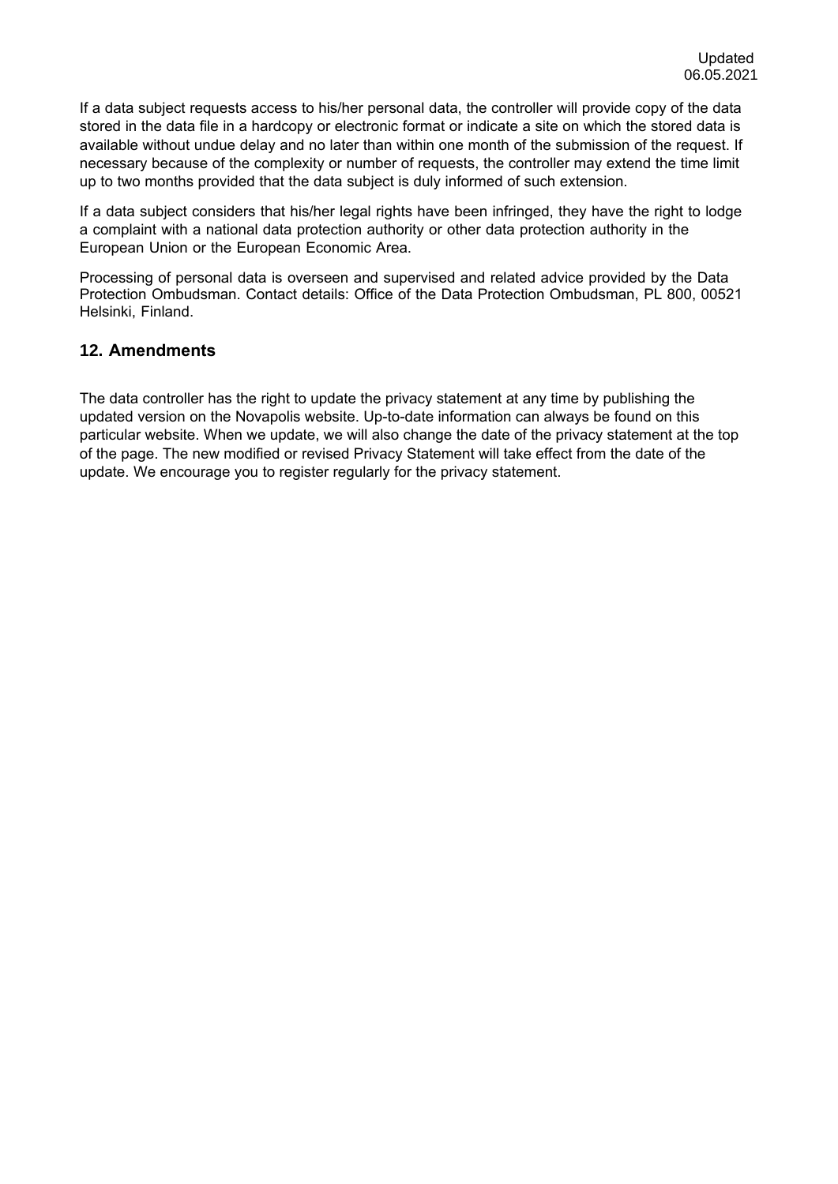If a data subject requests access to his/her personal data, the controller will provide copy of the data stored in the data file in a hardcopy or electronic format or indicate a site on which the stored data is available without undue delay and no later than within one month of the submission of the request. If necessary because of the complexity or number of requests, the controller may extend the time limit up to two months provided that the data subject is duly informed of such extension.

If a data subject considers that his/her legal rights have been infringed, they have the right to lodge a complaint with a national data protection authority or other data protection authority in the European Union or the European Economic Area.

Processing of personal data is overseen and supervised and related advice provided by the Data Protection Ombudsman. Contact details: Office of the Data Protection Ombudsman, PL 800, 00521 Helsinki, Finland.

## 12. Amendments

The data controller has the right to update the privacy statement at any time by publishing the updated version on the Novapolis website. Up-to-date information can always be found on this particular website. When we update, we will also change the date of the privacy statement at the top of the page. The new modified or revised Privacy Statement will take effect from the date of the update. We encourage you to register regularly for the privacy statement.